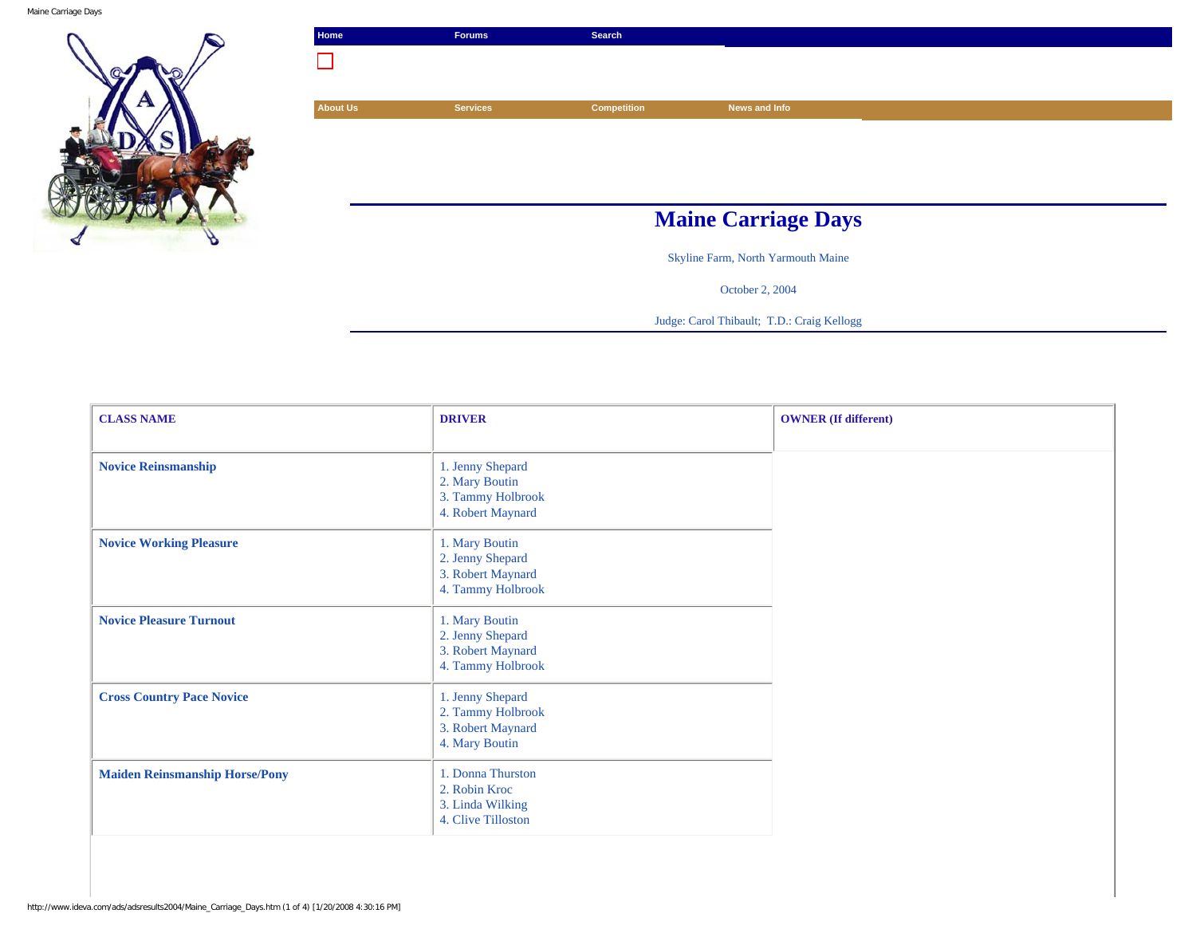| Home | Forums | Search |
|---|---|---|

| About Us | Services | Competition | News and Info |
|---|---|---|---|

# Maine Carriage Days

Skyline Farm, North Yarmouth Maine

October 2, 2004

Judge: Carol Thibault; T.D.: Craig Kellogg

| CLASS NAME | DRIVER | OWNER (If different) |
|---|---|---|
| Novice Reinsmanship | 1. Jenny Shepard<br>2. Mary Boutin<br>3. Tammy Holbrook<br>4. Robert Maynard | |
| Novice Working Pleasure | 1. Mary Boutin<br>2. Jenny Shepard<br>3. Robert Maynard<br>4. Tammy Holbrook | |
| Novice Pleasure Turnout | 1. Mary Boutin<br>2. Jenny Shepard<br>3. Robert Maynard<br>4. Tammy Holbrook | |
| Cross Country Pace Novice | 1. Jenny Shepard<br>2. Tammy Holbrook<br>3. Robert Maynard<br>4. Mary Boutin | |
| Maiden Reinsmanship Horse/Pony | 1. Donna Thurston<br>2. Robin Kroc<br>3. Linda Wilking<br>4. Clive Tilloston | |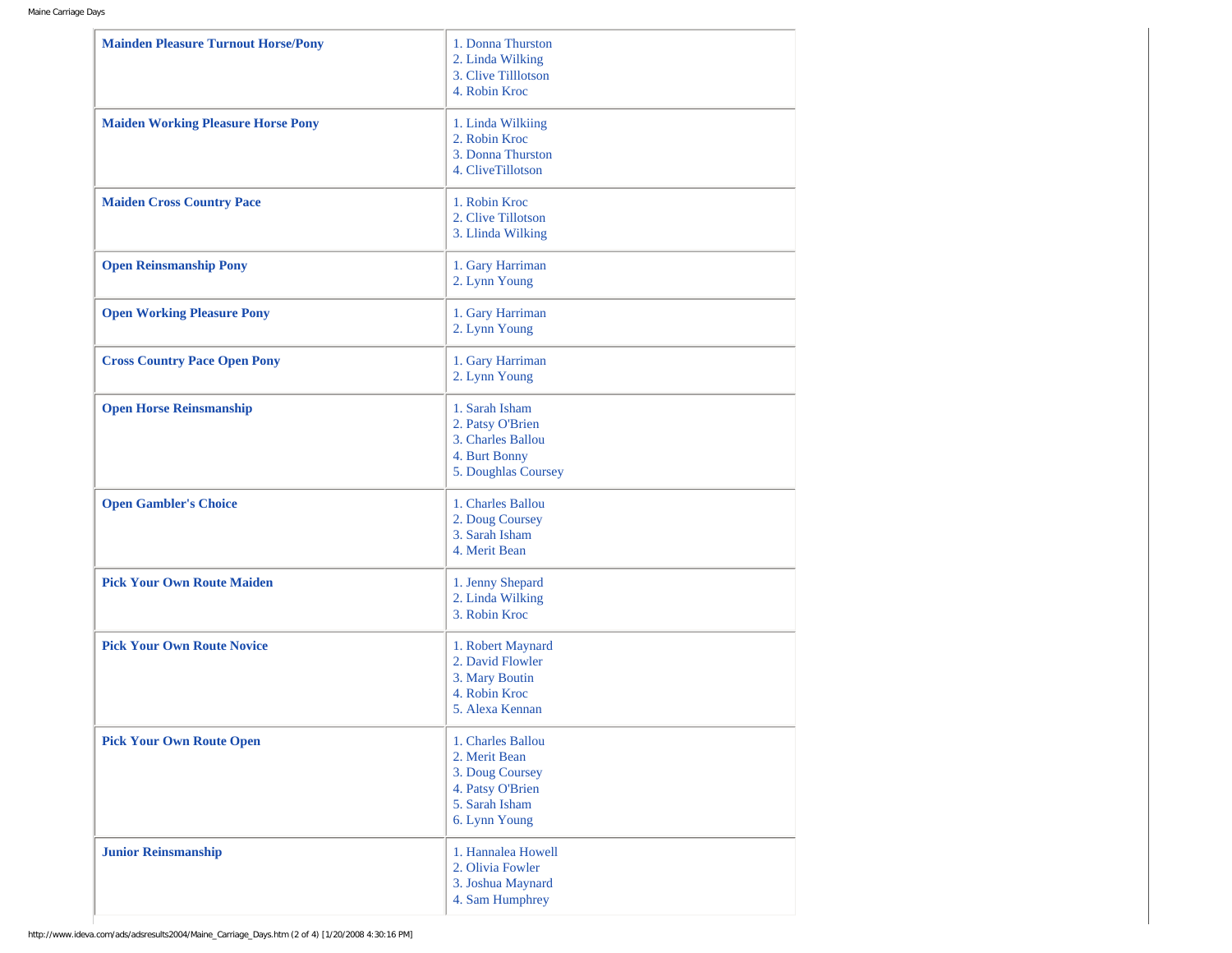| | |
|---|---|
| **Mainden Pleasure Turnout Horse/Pony** | 1. Donna Thurston<br>2. Linda Wilking<br>3. Clive Tilllotson<br>4. Robin Kroc |
| **Maiden Working Pleasure Horse Pony** | 1. Linda Wilkiing<br>2. Robin Kroc<br>3. Donna Thurston<br>4. CliveTillotson |
| **Maiden Cross Country Pace** | 1. Robin Kroc<br>2. Clive Tillotson<br>3. Llinda Wilking |
| **Open Reinsmanship Pony** | 1. Gary Harriman<br>2. Lynn Young |
| **Open Working Pleasure Pony** | 1. Gary Harriman<br>2. Lynn Young |
| **Cross Country Pace Open Pony** | 1. Gary Harriman<br>2. Lynn Young |
| **Open Horse Reinsmanship** | 1. Sarah Isham<br>2. Patsy O'Brien<br>3. Charles Ballou<br>4. Burt Bonny<br>5. Doughlas Coursey |
| **Open Gambler's Choice** | 1. Charles Ballou<br>2. Doug Coursey<br>3. Sarah Isham<br>4. Merit Bean |
| **Pick Your Own Route Maiden** | 1. Jenny Shepard<br>2. Linda Wilking<br>3. Robin Kroc |
| **Pick Your Own Route Novice** | 1. Robert Maynard<br>2. David Flowler<br>3. Mary Boutin<br>4. Robin Kroc<br>5. Alexa Kennan |
| **Pick Your Own Route Open** | 1. Charles Ballou<br>2. Merit Bean<br>3. Doug Coursey<br>4. Patsy O'Brien<br>5. Sarah Isham<br>6. Lynn Young |
| **Junior Reinsmanship** | 1. Hannalea Howell<br>2. Olivia Fowler<br>3. Joshua Maynard<br>4. Sam Humphrey |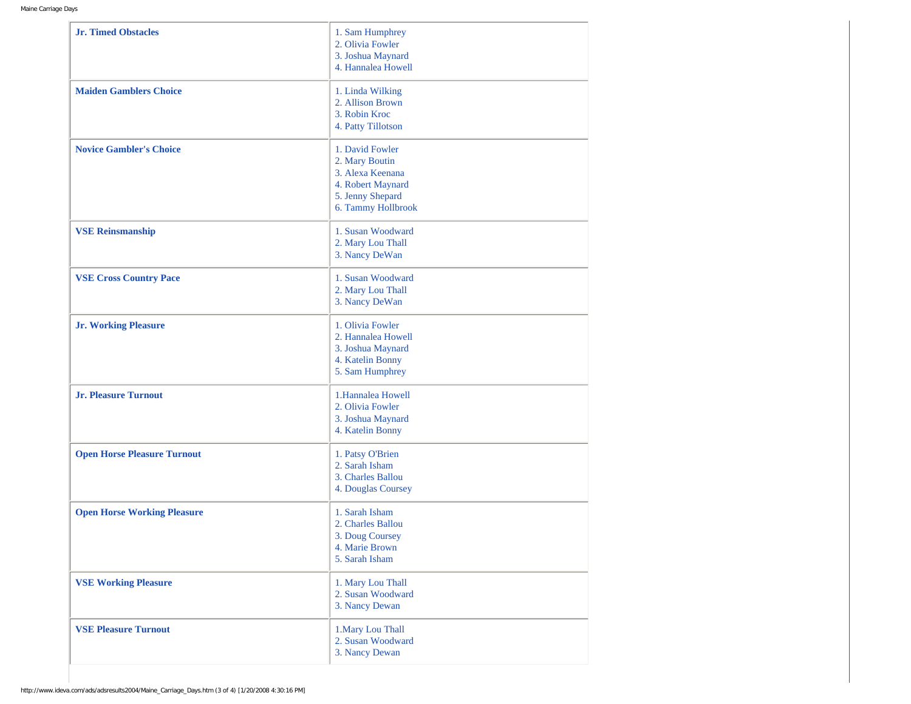| | |
|---|---|
| **Jr. Timed Obstacles** | 1. Sam Humphrey<br>2. Olivia Fowler<br>3. Joshua Maynard<br>4. Hannalea Howell |
| **Maiden Gamblers Choice** | 1. Linda Wilking<br>2. Allison Brown<br>3. Robin Kroc<br>4. Patty Tillotson |
| **Novice Gambler's Choice** | 1. David Fowler<br>2. Mary Boutin<br>3. Alexa Keenana<br>4. Robert Maynard<br>5. Jenny Shepard<br>6. Tammy Hollbrook |
| **VSE Reinsmanship** | 1. Susan Woodward<br>2. Mary Lou Thall<br>3. Nancy DeWan |
| **VSE Cross Country Pace** | 1. Susan Woodward<br>2. Mary Lou Thall<br>3. Nancy DeWan |
| **Jr. Working Pleasure** | 1. Olivia Fowler<br>2. Hannalea Howell<br>3. Joshua Maynard<br>4. Katelin Bonny<br>5. Sam Humphrey |
| **Jr. Pleasure Turnout** | 1.Hannalea Howell<br>2. Olivia Fowler<br>3. Joshua Maynard<br>4. Katelin Bonny |
| **Open Horse Pleasure Turnout** | 1. Patsy O'Brien<br>2. Sarah Isham<br>3. Charles Ballou<br>4. Douglas Coursey |
| **Open Horse Working Pleasure** | 1. Sarah Isham<br>2. Charles Ballou<br>3. Doug Coursey<br>4. Marie Brown<br>5. Sarah Isham |
| **VSE Working Pleasure** | 1. Mary Lou Thall<br>2. Susan Woodward<br>3. Nancy Dewan |
| **VSE Pleasure Turnout** | 1.Mary Lou Thall<br>2. Susan Woodward<br>3. Nancy Dewan |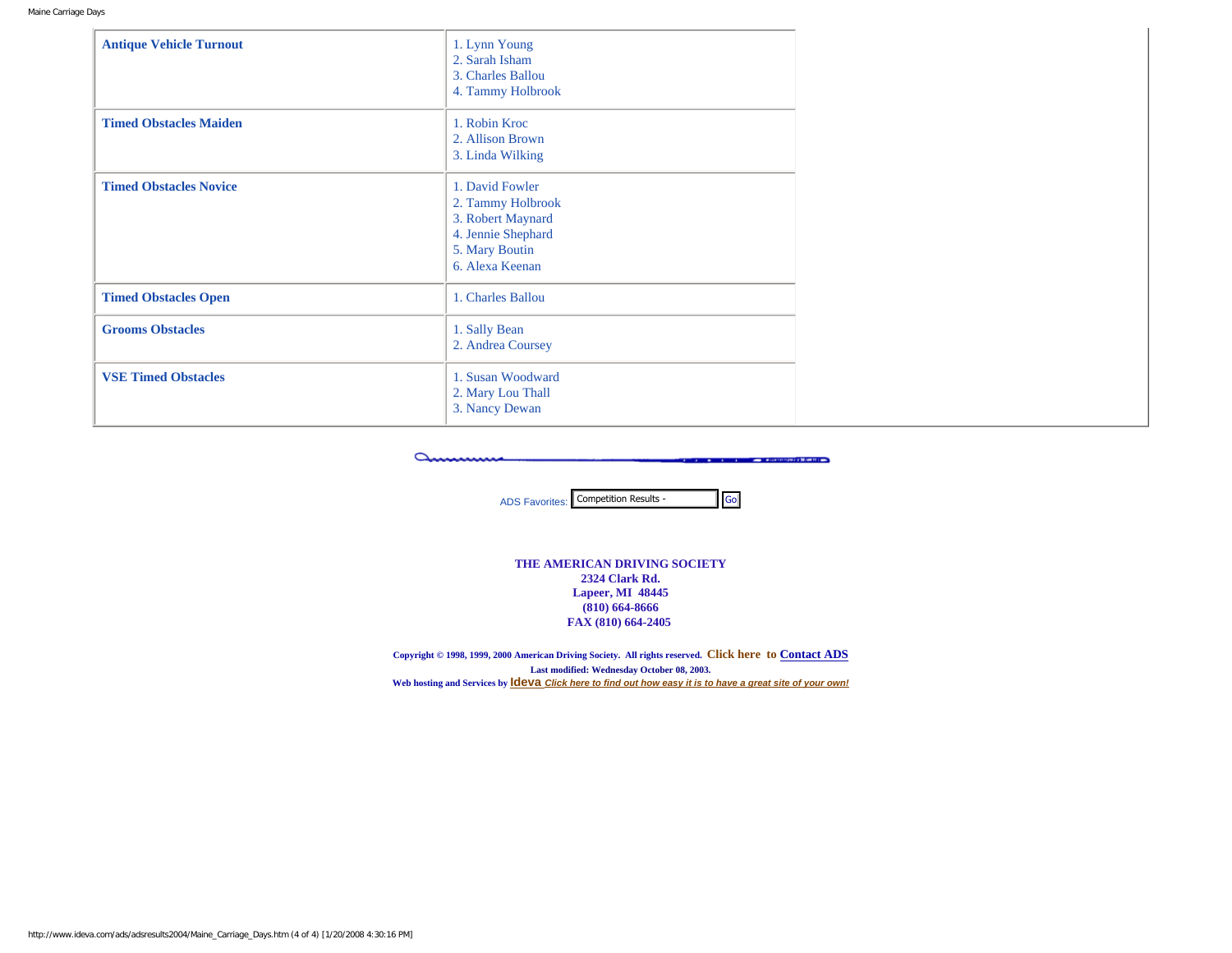| | |
|---|---|
| **Antique Vehicle Turnout** | 1. Lynn Young<br>2. Sarah Isham<br>3. Charles Ballou<br>4. Tammy Holbrook |
| **Timed Obstacles Maiden** | 1. Robin Kroc<br>2. Allison Brown<br>3. Linda Wilking |
| **Timed Obstacles Novice** | 1. David Fowler<br>2. Tammy Holbrook<br>3. Robert Maynard<br>4. Jennie Shephard<br>5. Mary Boutin<br>6. Alexa Keenan |
| **Timed Obstacles Open** | 1. Charles Ballou |
| **Grooms Obstacles** | 1. Sally Bean<br>2. Andrea Coursey |
| **VSE Timed Obstacles** | 1. Susan Woodward<br>2. Mary Lou Thall<br>3. Nancy Dewan |

ADS Favorites: Competition Results - Go

**THE AMERICAN DRIVING SOCIETY**
**2324 Clark Rd.**
**Lapeer, MI 48445**
**(810) 664-8666**
**FAX (810) 664-2405**

**Copyright © 1998, 1999, 2000 American Driving Society. All rights reserved.** **Click here to Contact ADS**
**Last modified: Wednesday October 08, 2003.**
**Web hosting and Services by Ideva** ***Click here to find out how easy it is to have a great site of your own!***